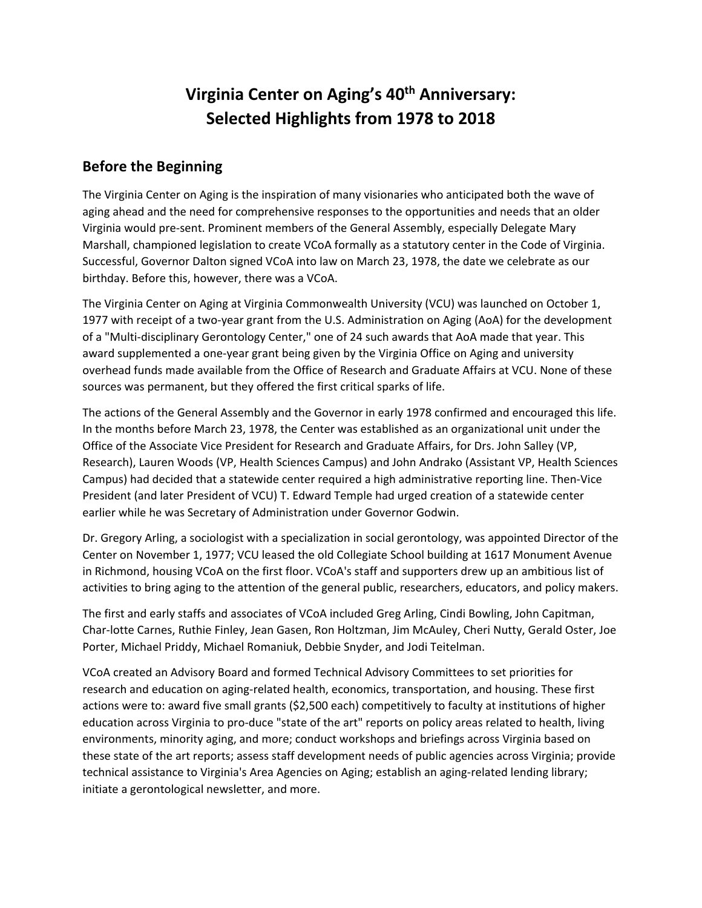# Virginia Center on Aging's 40th Anniversary: Selected Highlights from 1978 to 2018

## Before the Beginning

The Virginia Center on Aging is the inspiration of many visionaries who anticipated both the wave of aging ahead and the need for comprehensive responses to the opportunities and needs that an older Virginia would pre-sent. Prominent members of the General Assembly, especially Delegate Mary Marshall, championed legislation to create VCoA formally as a statutory center in the Code of Virginia. Successful, Governor Dalton signed VCoA into law on March 23, 1978, the date we celebrate as our birthday. Before this, however, there was a VCoA.

The Virginia Center on Aging at Virginia Commonwealth University (VCU) was launched on October 1, 1977 with receipt of a two-year grant from the U.S. Administration on Aging (AoA) for the development of a "Multi-disciplinary Gerontology Center," one of 24 such awards that AoA made that year. This award supplemented a one-year grant being given by the Virginia Office on Aging and university overhead funds made available from the Office of Research and Graduate Affairs at VCU. None of these sources was permanent, but they offered the first critical sparks of life.

The actions of the General Assembly and the Governor in early 1978 confirmed and encouraged this life. In the months before March 23, 1978, the Center was established as an organizational unit under the Office of the Associate Vice President for Research and Graduate Affairs, for Drs. John Salley (VP, Research), Lauren Woods (VP, Health Sciences Campus) and John Andrako (Assistant VP, Health Sciences Campus) had decided that a statewide center required a high administrative reporting line. Then-Vice President (and later President of VCU) T. Edward Temple had urged creation of a statewide center earlier while he was Secretary of Administration under Governor Godwin.

Dr. Gregory Arling, a sociologist with a specialization in social gerontology, was appointed Director of the Center on November 1, 1977; VCU leased the old Collegiate School building at 1617 Monument Avenue in Richmond, housing VCoA on the first floor. VCoA's staff and supporters drew up an ambitious list of activities to bring aging to the attention of the general public, researchers, educators, and policy makers.

The first and early staffs and associates of VCoA included Greg Arling, Cindi Bowling, John Capitman, Char-lotte Carnes, Ruthie Finley, Jean Gasen, Ron Holtzman, Jim McAuley, Cheri Nutty, Gerald Oster, Joe Porter, Michael Priddy, Michael Romaniuk, Debbie Snyder, and Jodi Teitelman.

VCoA created an Advisory Board and formed Technical Advisory Committees to set priorities for research and education on aging-related health, economics, transportation, and housing. These first actions were to: award five small grants ($2,500 each) competitively to faculty at institutions of higher education across Virginia to pro-duce "state of the art" reports on policy areas related to health, living environments, minority aging, and more; conduct workshops and briefings across Virginia based on these state of the art reports; assess staff development needs of public agencies across Virginia; provide technical assistance to Virginia's Area Agencies on Aging; establish an aging-related lending library; initiate a gerontological newsletter, and more.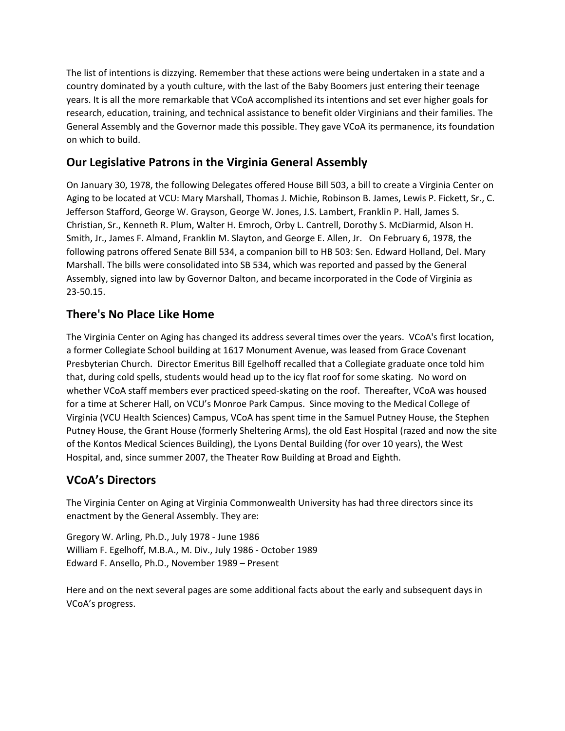The list of intentions is dizzying. Remember that these actions were being undertaken in a state and a country dominated by a youth culture, with the last of the Baby Boomers just entering their teenage years. It is all the more remarkable that VCoA accomplished its intentions and set ever higher goals for research, education, training, and technical assistance to benefit older Virginians and their families. The General Assembly and the Governor made this possible. They gave VCoA its permanence, its foundation on which to build.

## Our Legislative Patrons in the Virginia General Assembly

On January 30, 1978, the following Delegates offered House Bill 503, a bill to create a Virginia Center on Aging to be located at VCU: Mary Marshall, Thomas J. Michie, Robinson B. James, Lewis P. Fickett, Sr., C. Jefferson Stafford, George W. Grayson, George W. Jones, J.S. Lambert, Franklin P. Hall, James S. Christian, Sr., Kenneth R. Plum, Walter H. Emroch, Orby L. Cantrell, Dorothy S. McDiarmid, Alson H. Smith, Jr., James F. Almand, Franklin M. Slayton, and George E. Allen, Jr. On February 6, 1978, the following patrons offered Senate Bill 534, a companion bill to HB 503: Sen. Edward Holland, Del. Mary Marshall. The bills were consolidated into SB 534, which was reported and passed by the General Assembly, signed into law by Governor Dalton, and became incorporated in the Code of Virginia as 23-50.15.

## There's No Place Like Home

The Virginia Center on Aging has changed its address several times over the years. VCoA's first location, a former Collegiate School building at 1617 Monument Avenue, was leased from Grace Covenant Presbyterian Church. Director Emeritus Bill Egelhoff recalled that a Collegiate graduate once told him that, during cold spells, students would head up to the icy flat roof for some skating. No word on whether VCoA staff members ever practiced speed-skating on the roof. Thereafter, VCoA was housed for a time at Scherer Hall, on VCU's Monroe Park Campus. Since moving to the Medical College of Virginia (VCU Health Sciences) Campus, VCoA has spent time in the Samuel Putney House, the Stephen Putney House, the Grant House (formerly Sheltering Arms), the old East Hospital (razed and now the site of the Kontos Medical Sciences Building), the Lyons Dental Building (for over 10 years), the West Hospital, and, since summer 2007, the Theater Row Building at Broad and Eighth.

## VCoA's Directors

The Virginia Center on Aging at Virginia Commonwealth University has had three directors since its enactment by the General Assembly. They are:

Gregory W. Arling, Ph.D., July 1978 - June 1986
William F. Egelhoff, M.B.A., M. Div., July 1986 - October 1989
Edward F. Ansello, Ph.D., November 1989 – Present

Here and on the next several pages are some additional facts about the early and subsequent days in VCoA's progress.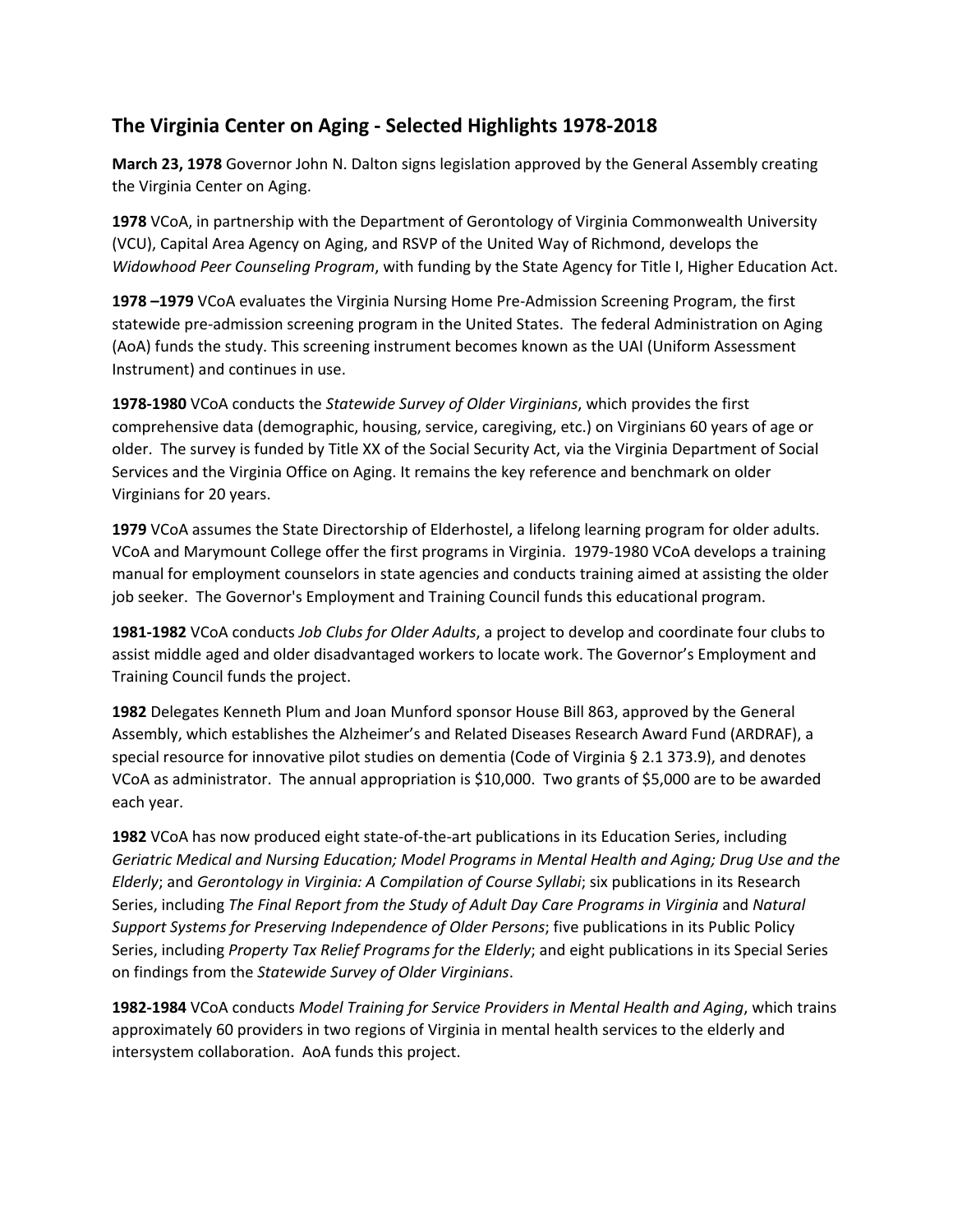## The Virginia Center on Aging - Selected Highlights 1978-2018

**March 23, 1978** Governor John N. Dalton signs legislation approved by the General Assembly creating the Virginia Center on Aging.

**1978** VCoA, in partnership with the Department of Gerontology of Virginia Commonwealth University (VCU), Capital Area Agency on Aging, and RSVP of the United Way of Richmond, develops the *Widowhood Peer Counseling Program*, with funding by the State Agency for Title I, Higher Education Act.

**1978 –1979** VCoA evaluates the Virginia Nursing Home Pre-Admission Screening Program, the first statewide pre-admission screening program in the United States. The federal Administration on Aging (AoA) funds the study. This screening instrument becomes known as the UAI (Uniform Assessment Instrument) and continues in use.

**1978-1980** VCoA conducts the *Statewide Survey of Older Virginians*, which provides the first comprehensive data (demographic, housing, service, caregiving, etc.) on Virginians 60 years of age or older. The survey is funded by Title XX of the Social Security Act, via the Virginia Department of Social Services and the Virginia Office on Aging. It remains the key reference and benchmark on older Virginians for 20 years.

**1979** VCoA assumes the State Directorship of Elderhostel, a lifelong learning program for older adults. VCoA and Marymount College offer the first programs in Virginia. 1979-1980 VCoA develops a training manual for employment counselors in state agencies and conducts training aimed at assisting the older job seeker. The Governor's Employment and Training Council funds this educational program.

**1981-1982** VCoA conducts *Job Clubs for Older Adults*, a project to develop and coordinate four clubs to assist middle aged and older disadvantaged workers to locate work. The Governor's Employment and Training Council funds the project.

**1982** Delegates Kenneth Plum and Joan Munford sponsor House Bill 863, approved by the General Assembly, which establishes the Alzheimer's and Related Diseases Research Award Fund (ARDRAF), a special resource for innovative pilot studies on dementia (Code of Virginia § 2.1 373.9), and denotes VCoA as administrator. The annual appropriation is $10,000. Two grants of $5,000 are to be awarded each year.

**1982** VCoA has now produced eight state-of-the-art publications in its Education Series, including *Geriatric Medical and Nursing Education; Model Programs in Mental Health and Aging; Drug Use and the Elderly*; and *Gerontology in Virginia: A Compilation of Course Syllabi*; six publications in its Research Series, including *The Final Report from the Study of Adult Day Care Programs in Virginia* and *Natural Support Systems for Preserving Independence of Older Persons*; five publications in its Public Policy Series, including *Property Tax Relief Programs for the Elderly*; and eight publications in its Special Series on findings from the *Statewide Survey of Older Virginians*.

**1982-1984** VCoA conducts *Model Training for Service Providers in Mental Health and Aging*, which trains approximately 60 providers in two regions of Virginia in mental health services to the elderly and intersystem collaboration. AoA funds this project.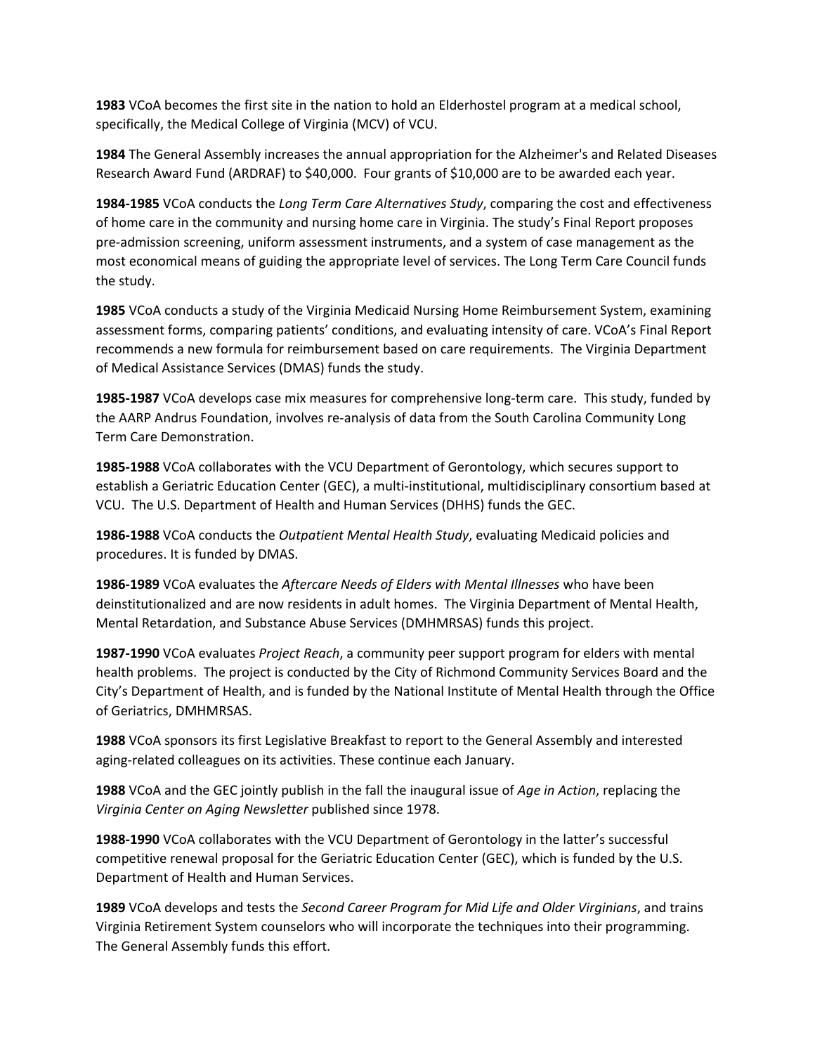**1983** VCoA becomes the first site in the nation to hold an Elderhostel program at a medical school, specifically, the Medical College of Virginia (MCV) of VCU.

**1984** The General Assembly increases the annual appropriation for the Alzheimer's and Related Diseases Research Award Fund (ARDRAF) to $40,000. Four grants of $10,000 are to be awarded each year.

**1984-1985** VCoA conducts the *Long Term Care Alternatives Study*, comparing the cost and effectiveness of home care in the community and nursing home care in Virginia. The study's Final Report proposes pre-admission screening, uniform assessment instruments, and a system of case management as the most economical means of guiding the appropriate level of services. The Long Term Care Council funds the study.

**1985** VCoA conducts a study of the Virginia Medicaid Nursing Home Reimbursement System, examining assessment forms, comparing patients' conditions, and evaluating intensity of care. VCoA's Final Report recommends a new formula for reimbursement based on care requirements. The Virginia Department of Medical Assistance Services (DMAS) funds the study.

**1985-1987** VCoA develops case mix measures for comprehensive long-term care. This study, funded by the AARP Andrus Foundation, involves re-analysis of data from the South Carolina Community Long Term Care Demonstration.

**1985-1988** VCoA collaborates with the VCU Department of Gerontology, which secures support to establish a Geriatric Education Center (GEC), a multi-institutional, multidisciplinary consortium based at VCU. The U.S. Department of Health and Human Services (DHHS) funds the GEC.

**1986-1988** VCoA conducts the *Outpatient Mental Health Study*, evaluating Medicaid policies and procedures. It is funded by DMAS.

**1986-1989** VCoA evaluates the *Aftercare Needs of Elders with Mental Illnesses* who have been deinstitutionalized and are now residents in adult homes. The Virginia Department of Mental Health, Mental Retardation, and Substance Abuse Services (DMHMRSAS) funds this project.

**1987-1990** VCoA evaluates *Project Reach*, a community peer support program for elders with mental health problems. The project is conducted by the City of Richmond Community Services Board and the City's Department of Health, and is funded by the National Institute of Mental Health through the Office of Geriatrics, DMHMRSAS.

**1988** VCoA sponsors its first Legislative Breakfast to report to the General Assembly and interested aging-related colleagues on its activities. These continue each January.

**1988** VCoA and the GEC jointly publish in the fall the inaugural issue of *Age in Action*, replacing the *Virginia Center on Aging Newsletter* published since 1978.

**1988-1990** VCoA collaborates with the VCU Department of Gerontology in the latter's successful competitive renewal proposal for the Geriatric Education Center (GEC), which is funded by the U.S. Department of Health and Human Services.

**1989** VCoA develops and tests the *Second Career Program for Mid Life and Older Virginians*, and trains Virginia Retirement System counselors who will incorporate the techniques into their programming. The General Assembly funds this effort.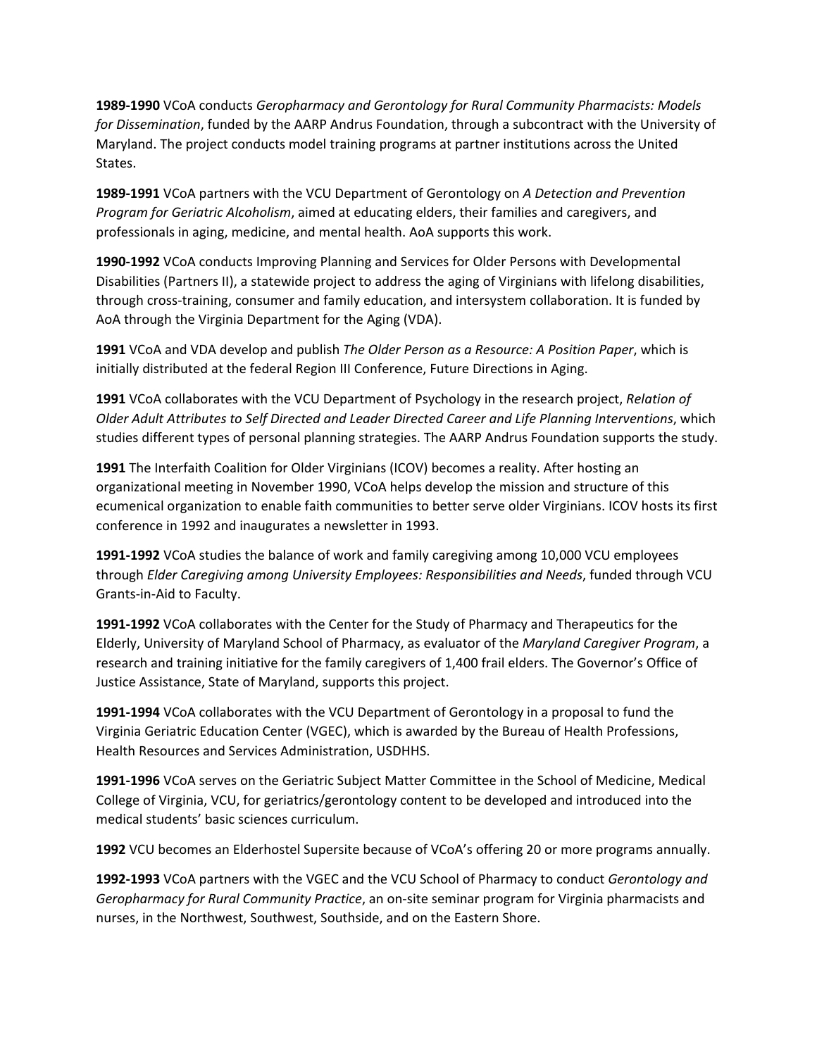**1989-1990** VCoA conducts *Geropharmacy and Gerontology for Rural Community Pharmacists: Models for Dissemination*, funded by the AARP Andrus Foundation, through a subcontract with the University of Maryland. The project conducts model training programs at partner institutions across the United States.

**1989-1991** VCoA partners with the VCU Department of Gerontology on *A Detection and Prevention Program for Geriatric Alcoholism*, aimed at educating elders, their families and caregivers, and professionals in aging, medicine, and mental health. AoA supports this work.

**1990-1992** VCoA conducts Improving Planning and Services for Older Persons with Developmental Disabilities (Partners II), a statewide project to address the aging of Virginians with lifelong disabilities, through cross-training, consumer and family education, and intersystem collaboration. It is funded by AoA through the Virginia Department for the Aging (VDA).

**1991** VCoA and VDA develop and publish *The Older Person as a Resource: A Position Paper*, which is initially distributed at the federal Region III Conference, Future Directions in Aging.

**1991** VCoA collaborates with the VCU Department of Psychology in the research project, *Relation of Older Adult Attributes to Self Directed and Leader Directed Career and Life Planning Interventions*, which studies different types of personal planning strategies. The AARP Andrus Foundation supports the study.

**1991** The Interfaith Coalition for Older Virginians (ICOV) becomes a reality. After hosting an organizational meeting in November 1990, VCoA helps develop the mission and structure of this ecumenical organization to enable faith communities to better serve older Virginians. ICOV hosts its first conference in 1992 and inaugurates a newsletter in 1993.

**1991-1992** VCoA studies the balance of work and family caregiving among 10,000 VCU employees through *Elder Caregiving among University Employees: Responsibilities and Needs*, funded through VCU Grants-in-Aid to Faculty.

**1991-1992** VCoA collaborates with the Center for the Study of Pharmacy and Therapeutics for the Elderly, University of Maryland School of Pharmacy, as evaluator of the *Maryland Caregiver Program*, a research and training initiative for the family caregivers of 1,400 frail elders. The Governor's Office of Justice Assistance, State of Maryland, supports this project.

**1991-1994** VCoA collaborates with the VCU Department of Gerontology in a proposal to fund the Virginia Geriatric Education Center (VGEC), which is awarded by the Bureau of Health Professions, Health Resources and Services Administration, USDHHS.

**1991-1996** VCoA serves on the Geriatric Subject Matter Committee in the School of Medicine, Medical College of Virginia, VCU, for geriatrics/gerontology content to be developed and introduced into the medical students' basic sciences curriculum.

**1992** VCU becomes an Elderhostel Supersite because of VCoA's offering 20 or more programs annually.

**1992-1993** VCoA partners with the VGEC and the VCU School of Pharmacy to conduct *Gerontology and Geropharmacy for Rural Community Practice*, an on-site seminar program for Virginia pharmacists and nurses, in the Northwest, Southwest, Southside, and on the Eastern Shore.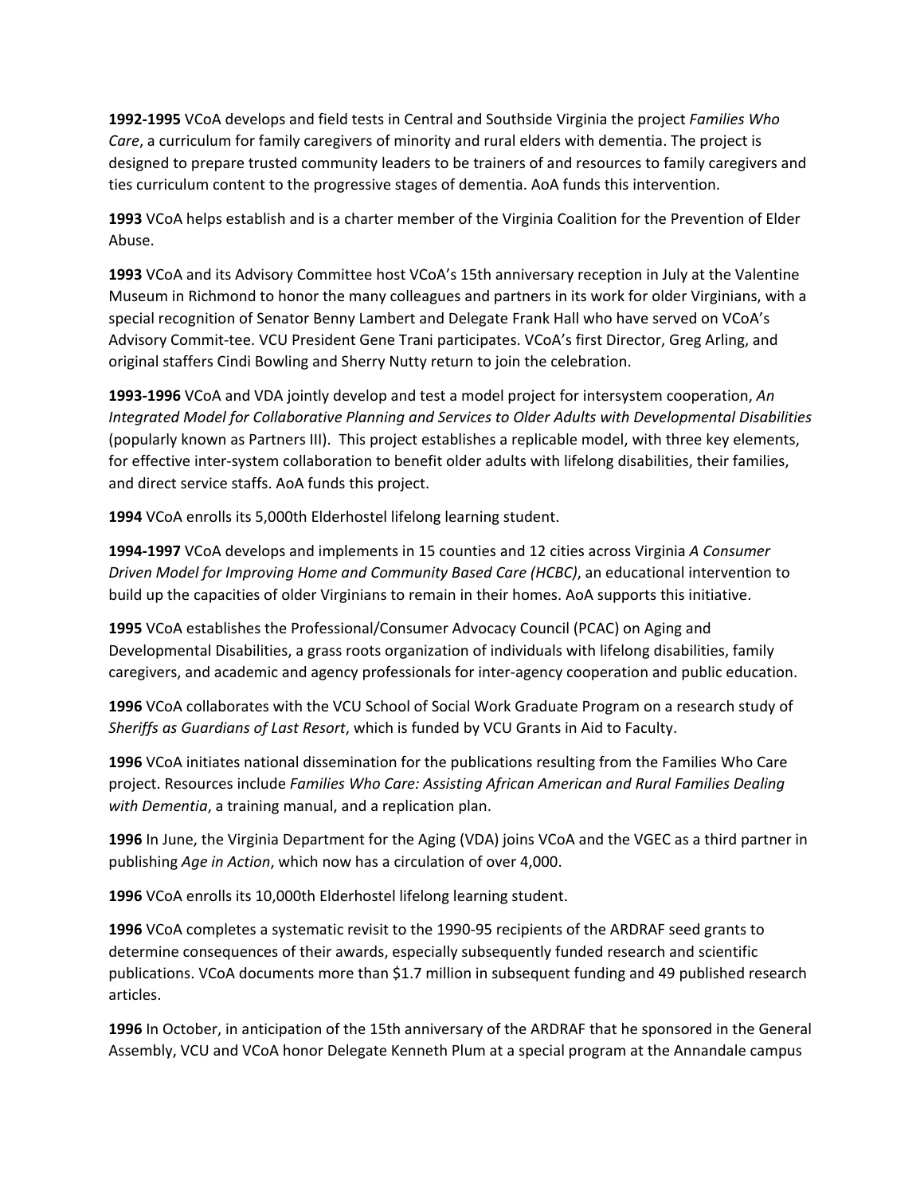**1992-1995** VCoA develops and field tests in Central and Southside Virginia the project *Families Who Care*, a curriculum for family caregivers of minority and rural elders with dementia. The project is designed to prepare trusted community leaders to be trainers of and resources to family caregivers and ties curriculum content to the progressive stages of dementia. AoA funds this intervention.

**1993** VCoA helps establish and is a charter member of the Virginia Coalition for the Prevention of Elder Abuse.

**1993** VCoA and its Advisory Committee host VCoA's 15th anniversary reception in July at the Valentine Museum in Richmond to honor the many colleagues and partners in its work for older Virginians, with a special recognition of Senator Benny Lambert and Delegate Frank Hall who have served on VCoA's Advisory Commit-tee. VCU President Gene Trani participates. VCoA's first Director, Greg Arling, and original staffers Cindi Bowling and Sherry Nutty return to join the celebration.

**1993-1996** VCoA and VDA jointly develop and test a model project for intersystem cooperation, *An Integrated Model for Collaborative Planning and Services to Older Adults with Developmental Disabilities* (popularly known as Partners III). This project establishes a replicable model, with three key elements, for effective inter-system collaboration to benefit older adults with lifelong disabilities, their families, and direct service staffs. AoA funds this project.

**1994** VCoA enrolls its 5,000th Elderhostel lifelong learning student.

**1994-1997** VCoA develops and implements in 15 counties and 12 cities across Virginia *A Consumer Driven Model for Improving Home and Community Based Care (HCBC)*, an educational intervention to build up the capacities of older Virginians to remain in their homes. AoA supports this initiative.

**1995** VCoA establishes the Professional/Consumer Advocacy Council (PCAC) on Aging and Developmental Disabilities, a grass roots organization of individuals with lifelong disabilities, family caregivers, and academic and agency professionals for inter-agency cooperation and public education.

**1996** VCoA collaborates with the VCU School of Social Work Graduate Program on a research study of *Sheriffs as Guardians of Last Resort*, which is funded by VCU Grants in Aid to Faculty.

**1996** VCoA initiates national dissemination for the publications resulting from the Families Who Care project. Resources include *Families Who Care: Assisting African American and Rural Families Dealing with Dementia*, a training manual, and a replication plan.

**1996** In June, the Virginia Department for the Aging (VDA) joins VCoA and the VGEC as a third partner in publishing *Age in Action*, which now has a circulation of over 4,000.

**1996** VCoA enrolls its 10,000th Elderhostel lifelong learning student.

**1996** VCoA completes a systematic revisit to the 1990-95 recipients of the ARDRAF seed grants to determine consequences of their awards, especially subsequently funded research and scientific publications. VCoA documents more than $1.7 million in subsequent funding and 49 published research articles.

**1996** In October, in anticipation of the 15th anniversary of the ARDRAF that he sponsored in the General Assembly, VCU and VCoA honor Delegate Kenneth Plum at a special program at the Annandale campus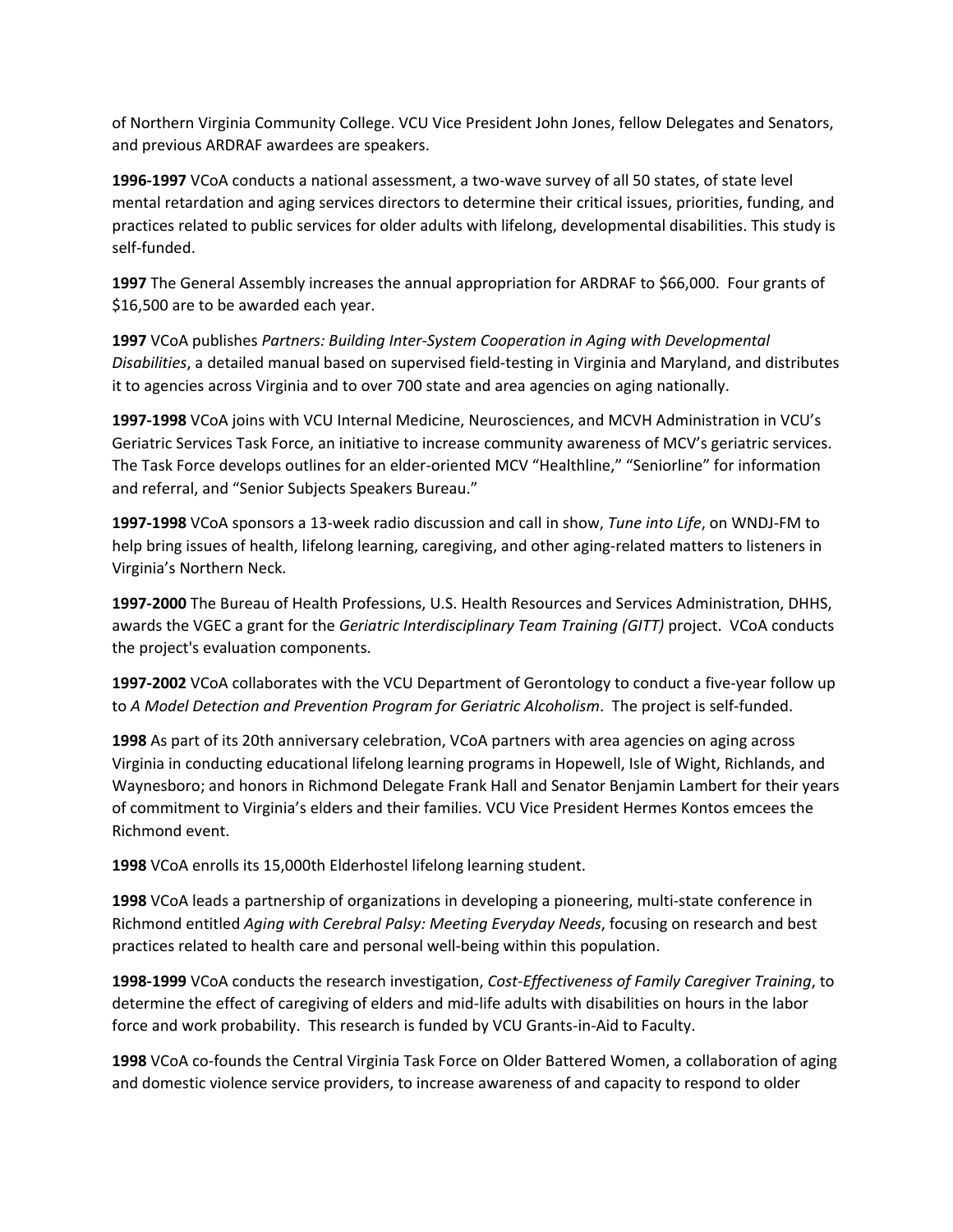of Northern Virginia Community College. VCU Vice President John Jones, fellow Delegates and Senators, and previous ARDRAF awardees are speakers.

**1996-1997** VCoA conducts a national assessment, a two-wave survey of all 50 states, of state level mental retardation and aging services directors to determine their critical issues, priorities, funding, and practices related to public services for older adults with lifelong, developmental disabilities. This study is self-funded.

**1997** The General Assembly increases the annual appropriation for ARDRAF to $66,000. Four grants of $16,500 are to be awarded each year.

**1997** VCoA publishes *Partners: Building Inter-System Cooperation in Aging with Developmental Disabilities*, a detailed manual based on supervised field-testing in Virginia and Maryland, and distributes it to agencies across Virginia and to over 700 state and area agencies on aging nationally.

**1997-1998** VCoA joins with VCU Internal Medicine, Neurosciences, and MCVH Administration in VCU's Geriatric Services Task Force, an initiative to increase community awareness of MCV's geriatric services. The Task Force develops outlines for an elder-oriented MCV "Healthline," "Seniorline" for information and referral, and "Senior Subjects Speakers Bureau."

**1997-1998** VCoA sponsors a 13-week radio discussion and call in show, *Tune into Life*, on WNDJ-FM to help bring issues of health, lifelong learning, caregiving, and other aging-related matters to listeners in Virginia's Northern Neck.

**1997-2000** The Bureau of Health Professions, U.S. Health Resources and Services Administration, DHHS, awards the VGEC a grant for the *Geriatric Interdisciplinary Team Training (GITT)* project. VCoA conducts the project's evaluation components.

**1997-2002** VCoA collaborates with the VCU Department of Gerontology to conduct a five-year follow up to *A Model Detection and Prevention Program for Geriatric Alcoholism*. The project is self-funded.

**1998** As part of its 20th anniversary celebration, VCoA partners with area agencies on aging across Virginia in conducting educational lifelong learning programs in Hopewell, Isle of Wight, Richlands, and Waynesboro; and honors in Richmond Delegate Frank Hall and Senator Benjamin Lambert for their years of commitment to Virginia's elders and their families. VCU Vice President Hermes Kontos emcees the Richmond event.

**1998** VCoA enrolls its 15,000th Elderhostel lifelong learning student.

**1998** VCoA leads a partnership of organizations in developing a pioneering, multi-state conference in Richmond entitled *Aging with Cerebral Palsy: Meeting Everyday Needs*, focusing on research and best practices related to health care and personal well-being within this population.

**1998-1999** VCoA conducts the research investigation, *Cost-Effectiveness of Family Caregiver Training*, to determine the effect of caregiving of elders and mid-life adults with disabilities on hours in the labor force and work probability. This research is funded by VCU Grants-in-Aid to Faculty.

**1998** VCoA co-founds the Central Virginia Task Force on Older Battered Women, a collaboration of aging and domestic violence service providers, to increase awareness of and capacity to respond to older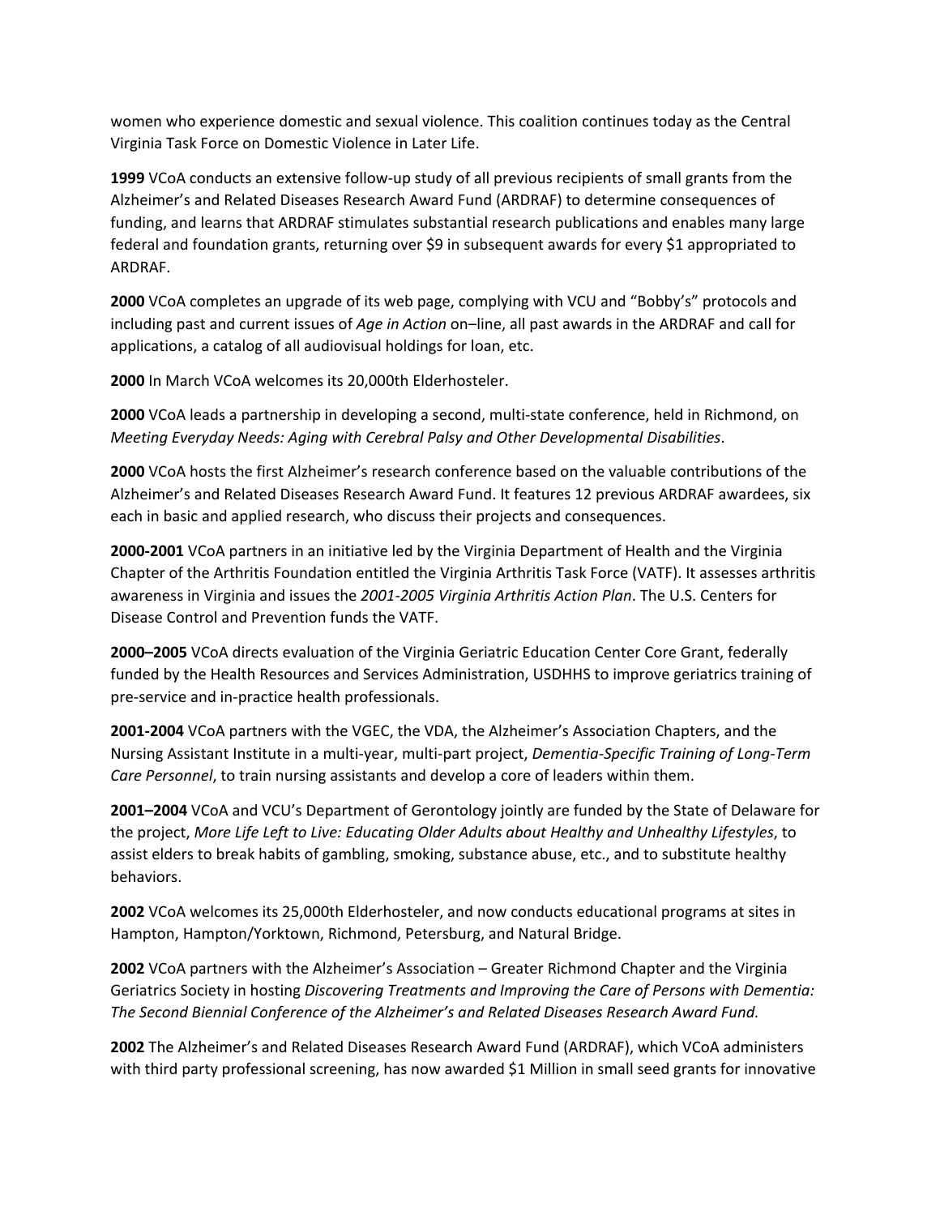women who experience domestic and sexual violence. This coalition continues today as the Central Virginia Task Force on Domestic Violence in Later Life.

**1999** VCoA conducts an extensive follow-up study of all previous recipients of small grants from the Alzheimer's and Related Diseases Research Award Fund (ARDRAF) to determine consequences of funding, and learns that ARDRAF stimulates substantial research publications and enables many large federal and foundation grants, returning over $9 in subsequent awards for every $1 appropriated to ARDRAF.

**2000** VCoA completes an upgrade of its web page, complying with VCU and "Bobby's" protocols and including past and current issues of *Age in Action* on–line, all past awards in the ARDRAF and call for applications, a catalog of all audiovisual holdings for loan, etc.

**2000** In March VCoA welcomes its 20,000th Elderhosteler.

**2000** VCoA leads a partnership in developing a second, multi-state conference, held in Richmond, on *Meeting Everyday Needs: Aging with Cerebral Palsy and Other Developmental Disabilities*.

**2000** VCoA hosts the first Alzheimer's research conference based on the valuable contributions of the Alzheimer's and Related Diseases Research Award Fund. It features 12 previous ARDRAF awardees, six each in basic and applied research, who discuss their projects and consequences.

**2000-2001** VCoA partners in an initiative led by the Virginia Department of Health and the Virginia Chapter of the Arthritis Foundation entitled the Virginia Arthritis Task Force (VATF). It assesses arthritis awareness in Virginia and issues the *2001-2005 Virginia Arthritis Action Plan*. The U.S. Centers for Disease Control and Prevention funds the VATF.

**2000–2005** VCoA directs evaluation of the Virginia Geriatric Education Center Core Grant, federally funded by the Health Resources and Services Administration, USDHHS to improve geriatrics training of pre-service and in-practice health professionals.

**2001-2004** VCoA partners with the VGEC, the VDA, the Alzheimer's Association Chapters, and the Nursing Assistant Institute in a multi-year, multi-part project, *Dementia-Specific Training of Long-Term Care Personnel*, to train nursing assistants and develop a core of leaders within them.

**2001–2004** VCoA and VCU's Department of Gerontology jointly are funded by the State of Delaware for the project, *More Life Left to Live: Educating Older Adults about Healthy and Unhealthy Lifestyles*, to assist elders to break habits of gambling, smoking, substance abuse, etc., and to substitute healthy behaviors.

**2002** VCoA welcomes its 25,000th Elderhosteler, and now conducts educational programs at sites in Hampton, Hampton/Yorktown, Richmond, Petersburg, and Natural Bridge.

**2002** VCoA partners with the Alzheimer's Association – Greater Richmond Chapter and the Virginia Geriatrics Society in hosting *Discovering Treatments and Improving the Care of Persons with Dementia: The Second Biennial Conference of the Alzheimer's and Related Diseases Research Award Fund.*

**2002** The Alzheimer's and Related Diseases Research Award Fund (ARDRAF), which VCoA administers with third party professional screening, has now awarded $1 Million in small seed grants for innovative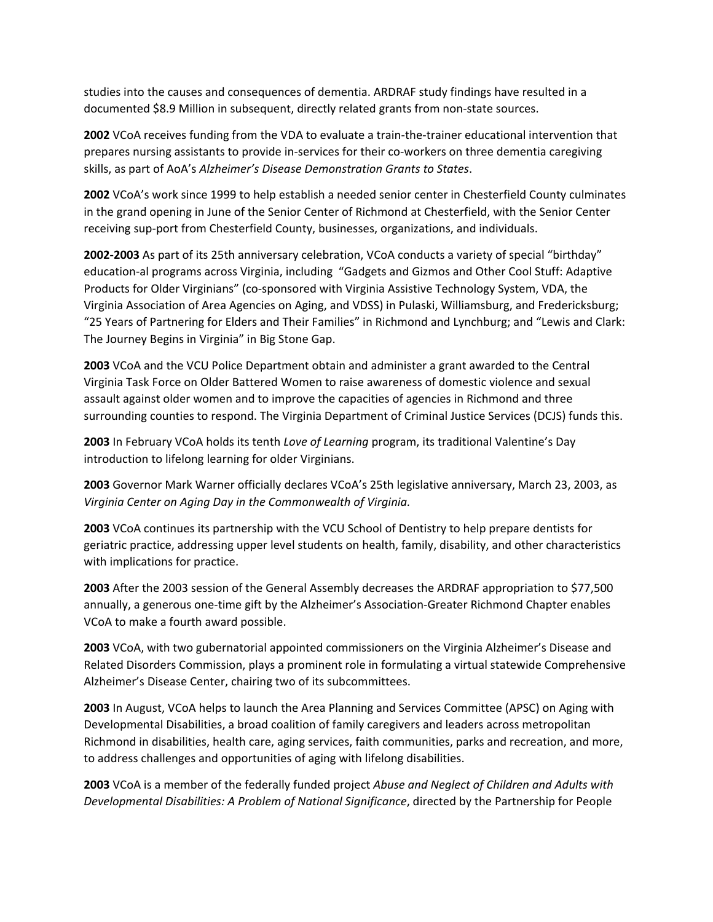studies into the causes and consequences of dementia. ARDRAF study findings have resulted in a documented $8.9 Million in subsequent, directly related grants from non-state sources.

**2002** VCoA receives funding from the VDA to evaluate a train-the-trainer educational intervention that prepares nursing assistants to provide in-services for their co-workers on three dementia caregiving skills, as part of AoA's *Alzheimer's Disease Demonstration Grants to States*.

**2002** VCoA's work since 1999 to help establish a needed senior center in Chesterfield County culminates in the grand opening in June of the Senior Center of Richmond at Chesterfield, with the Senior Center receiving sup-port from Chesterfield County, businesses, organizations, and individuals.

**2002-2003** As part of its 25th anniversary celebration, VCoA conducts a variety of special "birthday" education-al programs across Virginia, including "Gadgets and Gizmos and Other Cool Stuff: Adaptive Products for Older Virginians" (co-sponsored with Virginia Assistive Technology System, VDA, the Virginia Association of Area Agencies on Aging, and VDSS) in Pulaski, Williamsburg, and Fredericksburg; "25 Years of Partnering for Elders and Their Families" in Richmond and Lynchburg; and "Lewis and Clark: The Journey Begins in Virginia" in Big Stone Gap.

**2003** VCoA and the VCU Police Department obtain and administer a grant awarded to the Central Virginia Task Force on Older Battered Women to raise awareness of domestic violence and sexual assault against older women and to improve the capacities of agencies in Richmond and three surrounding counties to respond. The Virginia Department of Criminal Justice Services (DCJS) funds this.

**2003** In February VCoA holds its tenth *Love of Learning* program, its traditional Valentine's Day introduction to lifelong learning for older Virginians.

**2003** Governor Mark Warner officially declares VCoA's 25th legislative anniversary, March 23, 2003, as *Virginia Center on Aging Day in the Commonwealth of Virginia.*

**2003** VCoA continues its partnership with the VCU School of Dentistry to help prepare dentists for geriatric practice, addressing upper level students on health, family, disability, and other characteristics with implications for practice.

**2003** After the 2003 session of the General Assembly decreases the ARDRAF appropriation to $77,500 annually, a generous one-time gift by the Alzheimer's Association-Greater Richmond Chapter enables VCoA to make a fourth award possible.

**2003** VCoA, with two gubernatorial appointed commissioners on the Virginia Alzheimer's Disease and Related Disorders Commission, plays a prominent role in formulating a virtual statewide Comprehensive Alzheimer's Disease Center, chairing two of its subcommittees.

**2003** In August, VCoA helps to launch the Area Planning and Services Committee (APSC) on Aging with Developmental Disabilities, a broad coalition of family caregivers and leaders across metropolitan Richmond in disabilities, health care, aging services, faith communities, parks and recreation, and more, to address challenges and opportunities of aging with lifelong disabilities.

**2003** VCoA is a member of the federally funded project *Abuse and Neglect of Children and Adults with Developmental Disabilities: A Problem of National Significance*, directed by the Partnership for People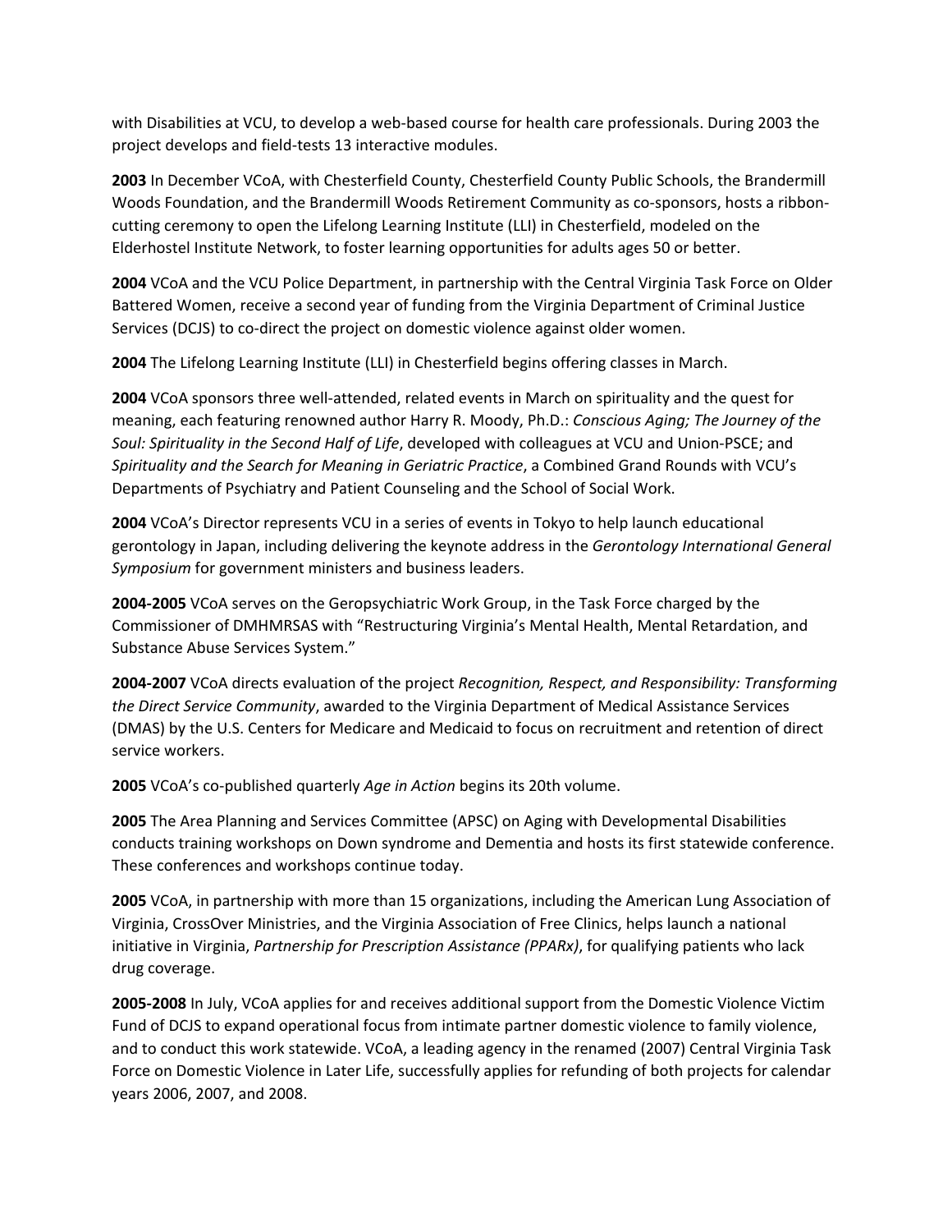with Disabilities at VCU, to develop a web-based course for health care professionals. During 2003 the project develops and field-tests 13 interactive modules.

**2003** In December VCoA, with Chesterfield County, Chesterfield County Public Schools, the Brandermill Woods Foundation, and the Brandermill Woods Retirement Community as co-sponsors, hosts a ribbon-cutting ceremony to open the Lifelong Learning Institute (LLI) in Chesterfield, modeled on the Elderhostel Institute Network, to foster learning opportunities for adults ages 50 or better.

**2004** VCoA and the VCU Police Department, in partnership with the Central Virginia Task Force on Older Battered Women, receive a second year of funding from the Virginia Department of Criminal Justice Services (DCJS) to co-direct the project on domestic violence against older women.

**2004** The Lifelong Learning Institute (LLI) in Chesterfield begins offering classes in March.

**2004** VCoA sponsors three well-attended, related events in March on spirituality and the quest for meaning, each featuring renowned author Harry R. Moody, Ph.D.: *Conscious Aging; The Journey of the Soul: Spirituality in the Second Half of Life*, developed with colleagues at VCU and Union-PSCE; and *Spirituality and the Search for Meaning in Geriatric Practice*, a Combined Grand Rounds with VCU's Departments of Psychiatry and Patient Counseling and the School of Social Work.

**2004** VCoA's Director represents VCU in a series of events in Tokyo to help launch educational gerontology in Japan, including delivering the keynote address in the *Gerontology International General Symposium* for government ministers and business leaders.

**2004-2005** VCoA serves on the Geropsychiatric Work Group, in the Task Force charged by the Commissioner of DMHMRSAS with "Restructuring Virginia's Mental Health, Mental Retardation, and Substance Abuse Services System."

**2004-2007** VCoA directs evaluation of the project *Recognition, Respect, and Responsibility: Transforming the Direct Service Community*, awarded to the Virginia Department of Medical Assistance Services (DMAS) by the U.S. Centers for Medicare and Medicaid to focus on recruitment and retention of direct service workers.

**2005** VCoA's co-published quarterly *Age in Action* begins its 20th volume.

**2005** The Area Planning and Services Committee (APSC) on Aging with Developmental Disabilities conducts training workshops on Down syndrome and Dementia and hosts its first statewide conference. These conferences and workshops continue today.

**2005** VCoA, in partnership with more than 15 organizations, including the American Lung Association of Virginia, CrossOver Ministries, and the Virginia Association of Free Clinics, helps launch a national initiative in Virginia, *Partnership for Prescription Assistance (PPARx)*, for qualifying patients who lack drug coverage.

**2005-2008** In July, VCoA applies for and receives additional support from the Domestic Violence Victim Fund of DCJS to expand operational focus from intimate partner domestic violence to family violence, and to conduct this work statewide. VCoA, a leading agency in the renamed (2007) Central Virginia Task Force on Domestic Violence in Later Life, successfully applies for refunding of both projects for calendar years 2006, 2007, and 2008.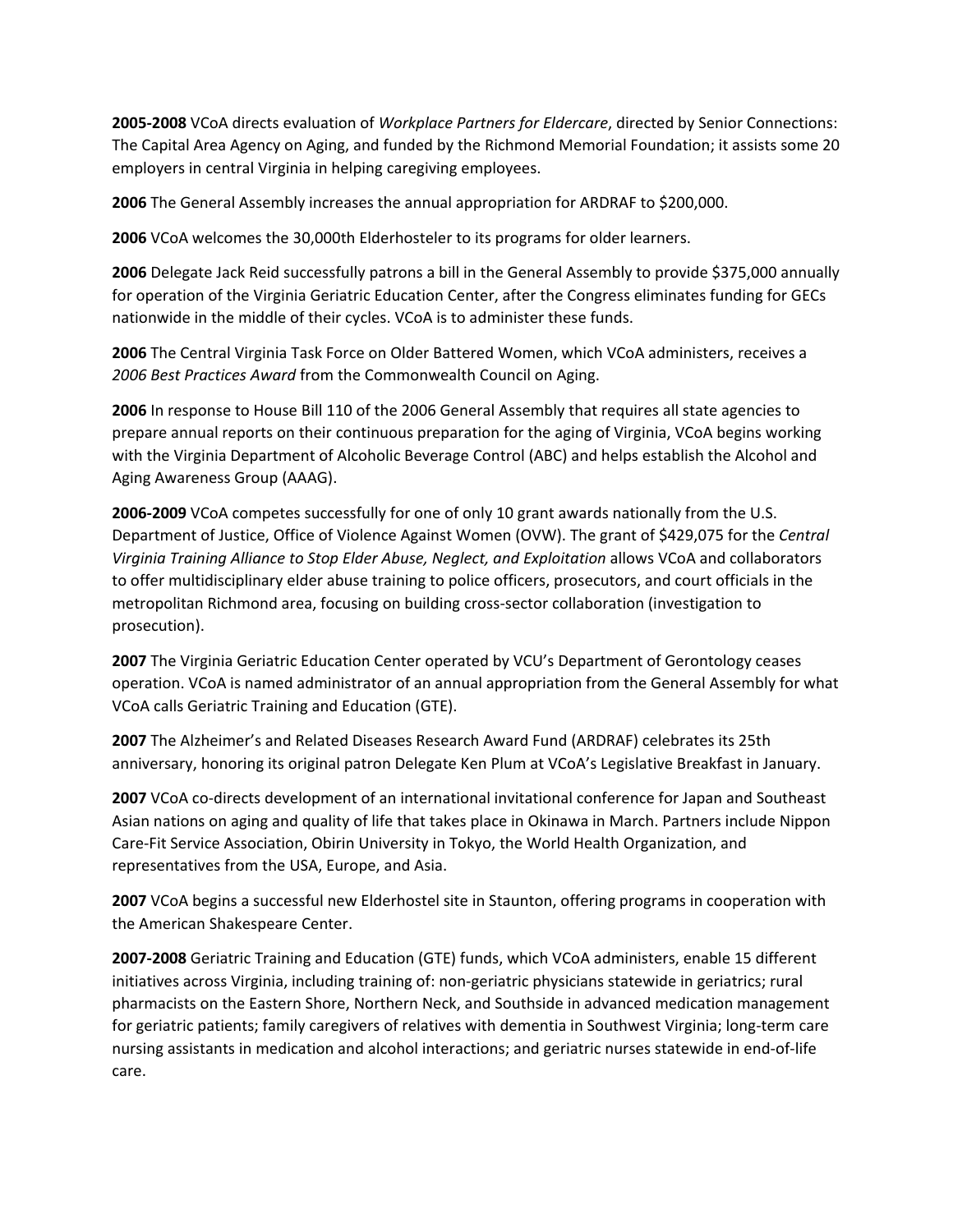**2005-2008** VCoA directs evaluation of *Workplace Partners for Eldercare*, directed by Senior Connections: The Capital Area Agency on Aging, and funded by the Richmond Memorial Foundation; it assists some 20 employers in central Virginia in helping caregiving employees.

**2006** The General Assembly increases the annual appropriation for ARDRAF to $200,000.

**2006** VCoA welcomes the 30,000th Elderhosteler to its programs for older learners.

**2006** Delegate Jack Reid successfully patrons a bill in the General Assembly to provide $375,000 annually for operation of the Virginia Geriatric Education Center, after the Congress eliminates funding for GECs nationwide in the middle of their cycles. VCoA is to administer these funds.

**2006** The Central Virginia Task Force on Older Battered Women, which VCoA administers, receives a *2006 Best Practices Award* from the Commonwealth Council on Aging.

**2006** In response to House Bill 110 of the 2006 General Assembly that requires all state agencies to prepare annual reports on their continuous preparation for the aging of Virginia, VCoA begins working with the Virginia Department of Alcoholic Beverage Control (ABC) and helps establish the Alcohol and Aging Awareness Group (AAAG).

**2006-2009** VCoA competes successfully for one of only 10 grant awards nationally from the U.S. Department of Justice, Office of Violence Against Women (OVW). The grant of $429,075 for the *Central Virginia Training Alliance to Stop Elder Abuse, Neglect, and Exploitation* allows VCoA and collaborators to offer multidisciplinary elder abuse training to police officers, prosecutors, and court officials in the metropolitan Richmond area, focusing on building cross-sector collaboration (investigation to prosecution).

**2007** The Virginia Geriatric Education Center operated by VCU's Department of Gerontology ceases operation. VCoA is named administrator of an annual appropriation from the General Assembly for what VCoA calls Geriatric Training and Education (GTE).

**2007** The Alzheimer's and Related Diseases Research Award Fund (ARDRAF) celebrates its 25th anniversary, honoring its original patron Delegate Ken Plum at VCoA's Legislative Breakfast in January.

**2007** VCoA co-directs development of an international invitational conference for Japan and Southeast Asian nations on aging and quality of life that takes place in Okinawa in March. Partners include Nippon Care-Fit Service Association, Obirin University in Tokyo, the World Health Organization, and representatives from the USA, Europe, and Asia.

**2007** VCoA begins a successful new Elderhostel site in Staunton, offering programs in cooperation with the American Shakespeare Center.

**2007-2008** Geriatric Training and Education (GTE) funds, which VCoA administers, enable 15 different initiatives across Virginia, including training of: non-geriatric physicians statewide in geriatrics; rural pharmacists on the Eastern Shore, Northern Neck, and Southside in advanced medication management for geriatric patients; family caregivers of relatives with dementia in Southwest Virginia; long-term care nursing assistants in medication and alcohol interactions; and geriatric nurses statewide in end-of-life care.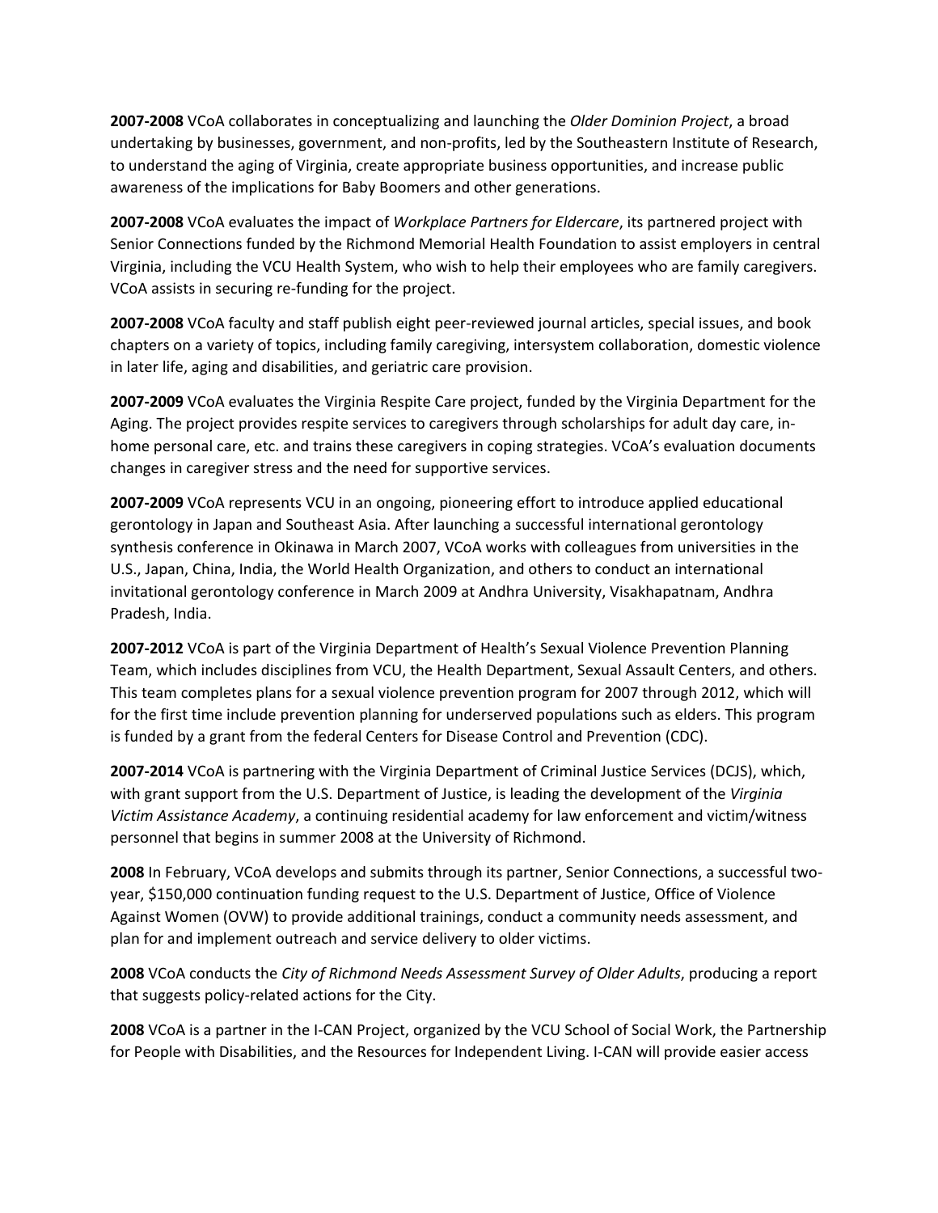**2007-2008** VCoA collaborates in conceptualizing and launching the *Older Dominion Project*, a broad undertaking by businesses, government, and non-profits, led by the Southeastern Institute of Research, to understand the aging of Virginia, create appropriate business opportunities, and increase public awareness of the implications for Baby Boomers and other generations.

**2007-2008** VCoA evaluates the impact of *Workplace Partners for Eldercare*, its partnered project with Senior Connections funded by the Richmond Memorial Health Foundation to assist employers in central Virginia, including the VCU Health System, who wish to help their employees who are family caregivers. VCoA assists in securing re-funding for the project.

**2007-2008** VCoA faculty and staff publish eight peer-reviewed journal articles, special issues, and book chapters on a variety of topics, including family caregiving, intersystem collaboration, domestic violence in later life, aging and disabilities, and geriatric care provision.

**2007-2009** VCoA evaluates the Virginia Respite Care project, funded by the Virginia Department for the Aging. The project provides respite services to caregivers through scholarships for adult day care, in-home personal care, etc. and trains these caregivers in coping strategies. VCoA's evaluation documents changes in caregiver stress and the need for supportive services.

**2007-2009** VCoA represents VCU in an ongoing, pioneering effort to introduce applied educational gerontology in Japan and Southeast Asia. After launching a successful international gerontology synthesis conference in Okinawa in March 2007, VCoA works with colleagues from universities in the U.S., Japan, China, India, the World Health Organization, and others to conduct an international invitational gerontology conference in March 2009 at Andhra University, Visakhapatnam, Andhra Pradesh, India.

**2007-2012** VCoA is part of the Virginia Department of Health's Sexual Violence Prevention Planning Team, which includes disciplines from VCU, the Health Department, Sexual Assault Centers, and others. This team completes plans for a sexual violence prevention program for 2007 through 2012, which will for the first time include prevention planning for underserved populations such as elders. This program is funded by a grant from the federal Centers for Disease Control and Prevention (CDC).

**2007-2014** VCoA is partnering with the Virginia Department of Criminal Justice Services (DCJS), which, with grant support from the U.S. Department of Justice, is leading the development of the *Virginia Victim Assistance Academy*, a continuing residential academy for law enforcement and victim/witness personnel that begins in summer 2008 at the University of Richmond.

**2008** In February, VCoA develops and submits through its partner, Senior Connections, a successful two-year, $150,000 continuation funding request to the U.S. Department of Justice, Office of Violence Against Women (OVW) to provide additional trainings, conduct a community needs assessment, and plan for and implement outreach and service delivery to older victims.

**2008** VCoA conducts the *City of Richmond Needs Assessment Survey of Older Adults*, producing a report that suggests policy-related actions for the City.

**2008** VCoA is a partner in the I-CAN Project, organized by the VCU School of Social Work, the Partnership for People with Disabilities, and the Resources for Independent Living. I-CAN will provide easier access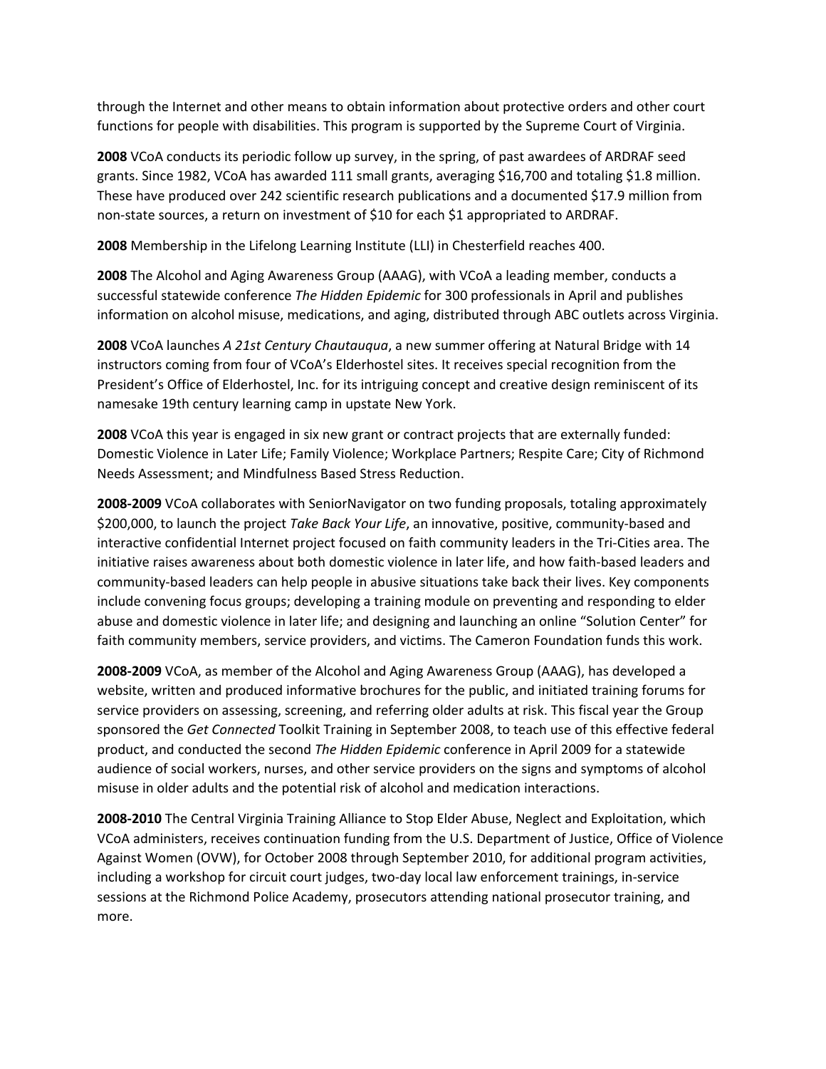through the Internet and other means to obtain information about protective orders and other court functions for people with disabilities. This program is supported by the Supreme Court of Virginia.

**2008** VCoA conducts its periodic follow up survey, in the spring, of past awardees of ARDRAF seed grants. Since 1982, VCoA has awarded 111 small grants, averaging $16,700 and totaling $1.8 million. These have produced over 242 scientific research publications and a documented $17.9 million from non-state sources, a return on investment of $10 for each $1 appropriated to ARDRAF.

**2008** Membership in the Lifelong Learning Institute (LLI) in Chesterfield reaches 400.

**2008** The Alcohol and Aging Awareness Group (AAAG), with VCoA a leading member, conducts a successful statewide conference *The Hidden Epidemic* for 300 professionals in April and publishes information on alcohol misuse, medications, and aging, distributed through ABC outlets across Virginia.

**2008** VCoA launches *A 21st Century Chautauqua*, a new summer offering at Natural Bridge with 14 instructors coming from four of VCoA's Elderhostel sites. It receives special recognition from the President's Office of Elderhostel, Inc. for its intriguing concept and creative design reminiscent of its namesake 19th century learning camp in upstate New York.

**2008** VCoA this year is engaged in six new grant or contract projects that are externally funded: Domestic Violence in Later Life; Family Violence; Workplace Partners; Respite Care; City of Richmond Needs Assessment; and Mindfulness Based Stress Reduction.

**2008-2009** VCoA collaborates with SeniorNavigator on two funding proposals, totaling approximately $200,000, to launch the project *Take Back Your Life*, an innovative, positive, community-based and interactive confidential Internet project focused on faith community leaders in the Tri-Cities area. The initiative raises awareness about both domestic violence in later life, and how faith-based leaders and community-based leaders can help people in abusive situations take back their lives. Key components include convening focus groups; developing a training module on preventing and responding to elder abuse and domestic violence in later life; and designing and launching an online "Solution Center" for faith community members, service providers, and victims. The Cameron Foundation funds this work.

**2008-2009** VCoA, as member of the Alcohol and Aging Awareness Group (AAAG), has developed a website, written and produced informative brochures for the public, and initiated training forums for service providers on assessing, screening, and referring older adults at risk. This fiscal year the Group sponsored the *Get Connected* Toolkit Training in September 2008, to teach use of this effective federal product, and conducted the second *The Hidden Epidemic* conference in April 2009 for a statewide audience of social workers, nurses, and other service providers on the signs and symptoms of alcohol misuse in older adults and the potential risk of alcohol and medication interactions.

**2008-2010** The Central Virginia Training Alliance to Stop Elder Abuse, Neglect and Exploitation, which VCoA administers, receives continuation funding from the U.S. Department of Justice, Office of Violence Against Women (OVW), for October 2008 through September 2010, for additional program activities, including a workshop for circuit court judges, two-day local law enforcement trainings, in-service sessions at the Richmond Police Academy, prosecutors attending national prosecutor training, and more.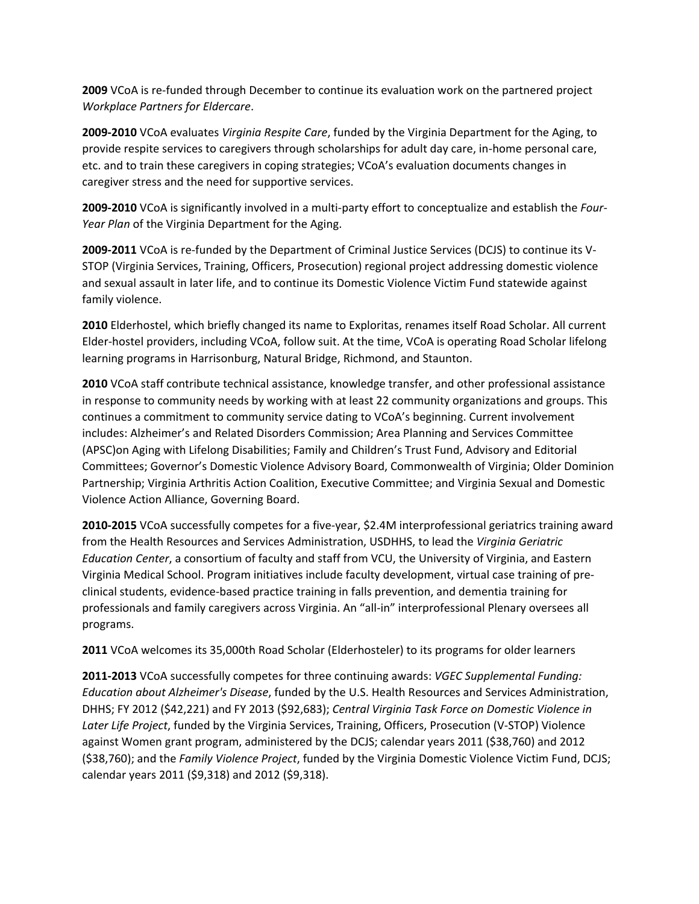**2009** VCoA is re-funded through December to continue its evaluation work on the partnered project *Workplace Partners for Eldercare*.

**2009-2010** VCoA evaluates *Virginia Respite Care*, funded by the Virginia Department for the Aging, to provide respite services to caregivers through scholarships for adult day care, in-home personal care, etc. and to train these caregivers in coping strategies; VCoA's evaluation documents changes in caregiver stress and the need for supportive services.

**2009-2010** VCoA is significantly involved in a multi-party effort to conceptualize and establish the *Four-Year Plan* of the Virginia Department for the Aging.

**2009-2011** VCoA is re-funded by the Department of Criminal Justice Services (DCJS) to continue its V-STOP (Virginia Services, Training, Officers, Prosecution) regional project addressing domestic violence and sexual assault in later life, and to continue its Domestic Violence Victim Fund statewide against family violence.

**2010** Elderhostel, which briefly changed its name to Exploritas, renames itself Road Scholar. All current Elder-hostel providers, including VCoA, follow suit. At the time, VCoA is operating Road Scholar lifelong learning programs in Harrisonburg, Natural Bridge, Richmond, and Staunton.

**2010** VCoA staff contribute technical assistance, knowledge transfer, and other professional assistance in response to community needs by working with at least 22 community organizations and groups. This continues a commitment to community service dating to VCoA's beginning. Current involvement includes: Alzheimer's and Related Disorders Commission; Area Planning and Services Committee (APSC)on Aging with Lifelong Disabilities; Family and Children's Trust Fund, Advisory and Editorial Committees; Governor's Domestic Violence Advisory Board, Commonwealth of Virginia; Older Dominion Partnership; Virginia Arthritis Action Coalition, Executive Committee; and Virginia Sexual and Domestic Violence Action Alliance, Governing Board.

**2010-2015** VCoA successfully competes for a five-year, $2.4M interprofessional geriatrics training award from the Health Resources and Services Administration, USDHHS, to lead the *Virginia Geriatric Education Center*, a consortium of faculty and staff from VCU, the University of Virginia, and Eastern Virginia Medical School. Program initiatives include faculty development, virtual case training of pre-clinical students, evidence-based practice training in falls prevention, and dementia training for professionals and family caregivers across Virginia. An "all-in" interprofessional Plenary oversees all programs.

**2011** VCoA welcomes its 35,000th Road Scholar (Elderhosteler) to its programs for older learners

**2011-2013** VCoA successfully competes for three continuing awards: *VGEC Supplemental Funding: Education about Alzheimer's Disease*, funded by the U.S. Health Resources and Services Administration, DHHS; FY 2012 ($42,221) and FY 2013 ($92,683); *Central Virginia Task Force on Domestic Violence in Later Life Project*, funded by the Virginia Services, Training, Officers, Prosecution (V-STOP) Violence against Women grant program, administered by the DCJS; calendar years 2011 ($38,760) and 2012 ($38,760); and the *Family Violence Project*, funded by the Virginia Domestic Violence Victim Fund, DCJS; calendar years 2011 ($9,318) and 2012 ($9,318).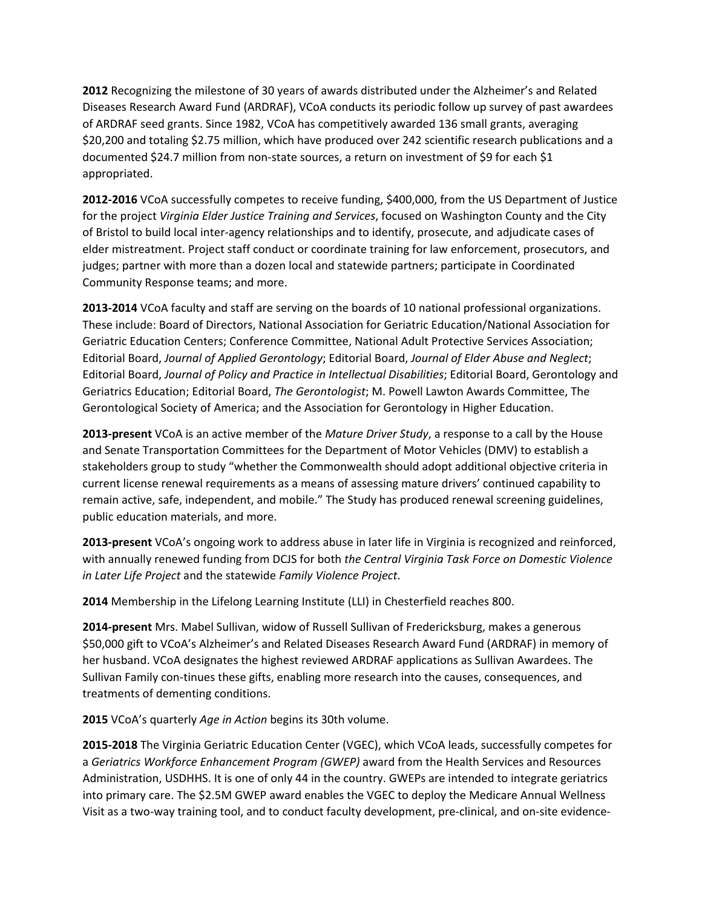**2012** Recognizing the milestone of 30 years of awards distributed under the Alzheimer's and Related Diseases Research Award Fund (ARDRAF), VCoA conducts its periodic follow up survey of past awardees of ARDRAF seed grants. Since 1982, VCoA has competitively awarded 136 small grants, averaging $20,200 and totaling $2.75 million, which have produced over 242 scientific research publications and a documented $24.7 million from non-state sources, a return on investment of $9 for each $1 appropriated.

**2012-2016** VCoA successfully competes to receive funding, $400,000, from the US Department of Justice for the project *Virginia Elder Justice Training and Services*, focused on Washington County and the City of Bristol to build local inter-agency relationships and to identify, prosecute, and adjudicate cases of elder mistreatment. Project staff conduct or coordinate training for law enforcement, prosecutors, and judges; partner with more than a dozen local and statewide partners; participate in Coordinated Community Response teams; and more.

**2013-2014** VCoA faculty and staff are serving on the boards of 10 national professional organizations. These include: Board of Directors, National Association for Geriatric Education/National Association for Geriatric Education Centers; Conference Committee, National Adult Protective Services Association; Editorial Board, *Journal of Applied Gerontology*; Editorial Board, *Journal of Elder Abuse and Neglect*; Editorial Board, *Journal of Policy and Practice in Intellectual Disabilities*; Editorial Board, Gerontology and Geriatrics Education; Editorial Board, *The Gerontologist*; M. Powell Lawton Awards Committee, The Gerontological Society of America; and the Association for Gerontology in Higher Education.

**2013-present** VCoA is an active member of the *Mature Driver Study*, a response to a call by the House and Senate Transportation Committees for the Department of Motor Vehicles (DMV) to establish a stakeholders group to study "whether the Commonwealth should adopt additional objective criteria in current license renewal requirements as a means of assessing mature drivers' continued capability to remain active, safe, independent, and mobile." The Study has produced renewal screening guidelines, public education materials, and more.

**2013-present** VCoA's ongoing work to address abuse in later life in Virginia is recognized and reinforced, with annually renewed funding from DCJS for both *the Central Virginia Task Force on Domestic Violence in Later Life Project* and the statewide *Family Violence Project*.

**2014** Membership in the Lifelong Learning Institute (LLI) in Chesterfield reaches 800.

**2014-present** Mrs. Mabel Sullivan, widow of Russell Sullivan of Fredericksburg, makes a generous $50,000 gift to VCoA's Alzheimer's and Related Diseases Research Award Fund (ARDRAF) in memory of her husband. VCoA designates the highest reviewed ARDRAF applications as Sullivan Awardees. The Sullivan Family con-tinues these gifts, enabling more research into the causes, consequences, and treatments of dementing conditions.

**2015** VCoA's quarterly *Age in Action* begins its 30th volume.

**2015-2018** The Virginia Geriatric Education Center (VGEC), which VCoA leads, successfully competes for a *Geriatrics Workforce Enhancement Program (GWEP)* award from the Health Services and Resources Administration, USDHHS. It is one of only 44 in the country. GWEPs are intended to integrate geriatrics into primary care. The $2.5M GWEP award enables the VGEC to deploy the Medicare Annual Wellness Visit as a two-way training tool, and to conduct faculty development, pre-clinical, and on-site evidence-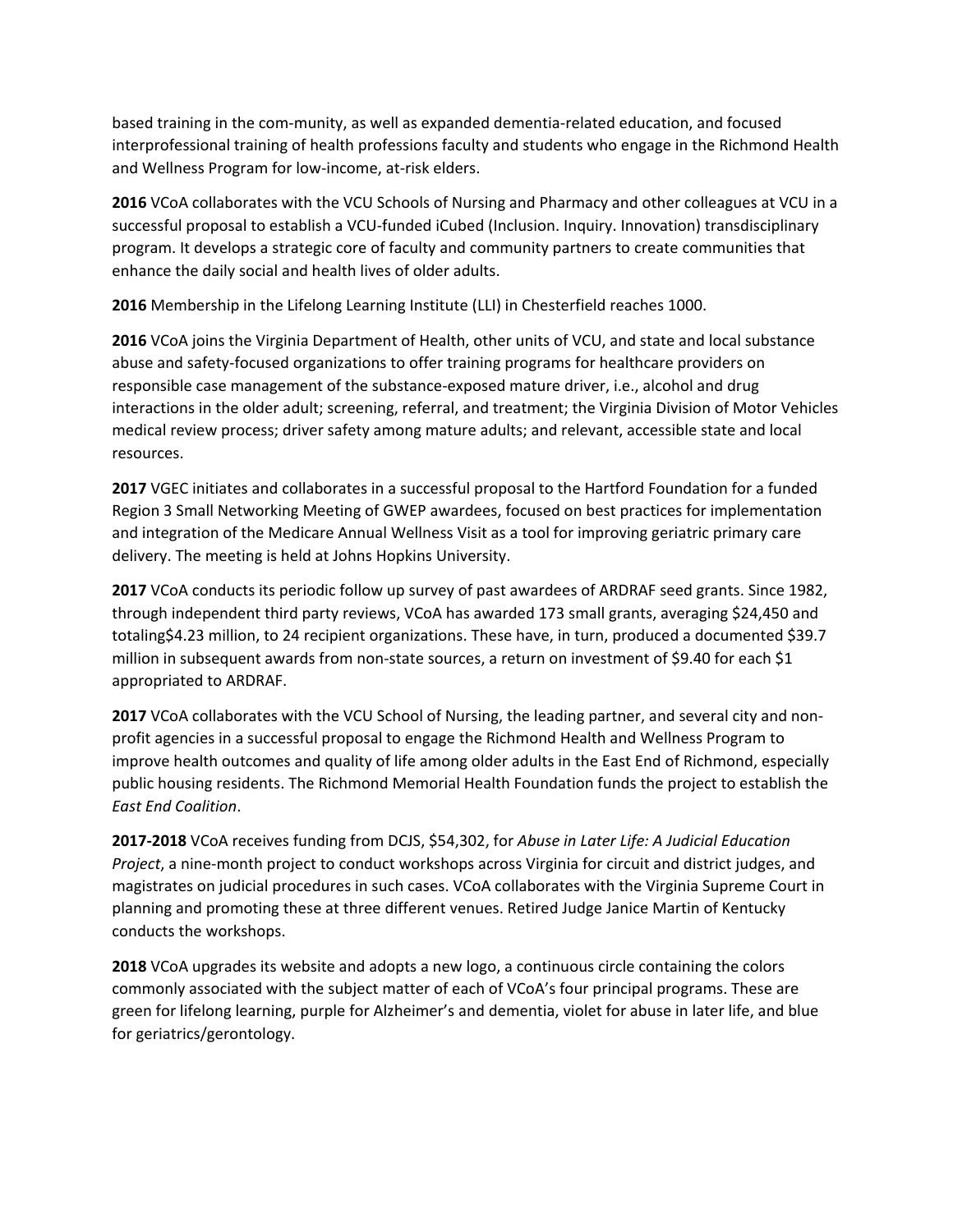based training in the com-munity, as well as expanded dementia-related education, and focused interprofessional training of health professions faculty and students who engage in the Richmond Health and Wellness Program for low-income, at-risk elders.

**2016** VCoA collaborates with the VCU Schools of Nursing and Pharmacy and other colleagues at VCU in a successful proposal to establish a VCU-funded iCubed (Inclusion. Inquiry. Innovation) transdisciplinary program. It develops a strategic core of faculty and community partners to create communities that enhance the daily social and health lives of older adults.

**2016** Membership in the Lifelong Learning Institute (LLI) in Chesterfield reaches 1000.

**2016** VCoA joins the Virginia Department of Health, other units of VCU, and state and local substance abuse and safety-focused organizations to offer training programs for healthcare providers on responsible case management of the substance-exposed mature driver, i.e., alcohol and drug interactions in the older adult; screening, referral, and treatment; the Virginia Division of Motor Vehicles medical review process; driver safety among mature adults; and relevant, accessible state and local resources.

**2017** VGEC initiates and collaborates in a successful proposal to the Hartford Foundation for a funded Region 3 Small Networking Meeting of GWEP awardees, focused on best practices for implementation and integration of the Medicare Annual Wellness Visit as a tool for improving geriatric primary care delivery. The meeting is held at Johns Hopkins University.

**2017** VCoA conducts its periodic follow up survey of past awardees of ARDRAF seed grants. Since 1982, through independent third party reviews, VCoA has awarded 173 small grants, averaging $24,450 and totaling$4.23 million, to 24 recipient organizations. These have, in turn, produced a documented $39.7 million in subsequent awards from non-state sources, a return on investment of $9.40 for each $1 appropriated to ARDRAF.

**2017** VCoA collaborates with the VCU School of Nursing, the leading partner, and several city and non-profit agencies in a successful proposal to engage the Richmond Health and Wellness Program to improve health outcomes and quality of life among older adults in the East End of Richmond, especially public housing residents. The Richmond Memorial Health Foundation funds the project to establish the *East End Coalition*.

**2017-2018** VCoA receives funding from DCJS, $54,302, for *Abuse in Later Life: A Judicial Education Project*, a nine-month project to conduct workshops across Virginia for circuit and district judges, and magistrates on judicial procedures in such cases. VCoA collaborates with the Virginia Supreme Court in planning and promoting these at three different venues. Retired Judge Janice Martin of Kentucky conducts the workshops.

**2018** VCoA upgrades its website and adopts a new logo, a continuous circle containing the colors commonly associated with the subject matter of each of VCoA's four principal programs. These are green for lifelong learning, purple for Alzheimer's and dementia, violet for abuse in later life, and blue for geriatrics/gerontology.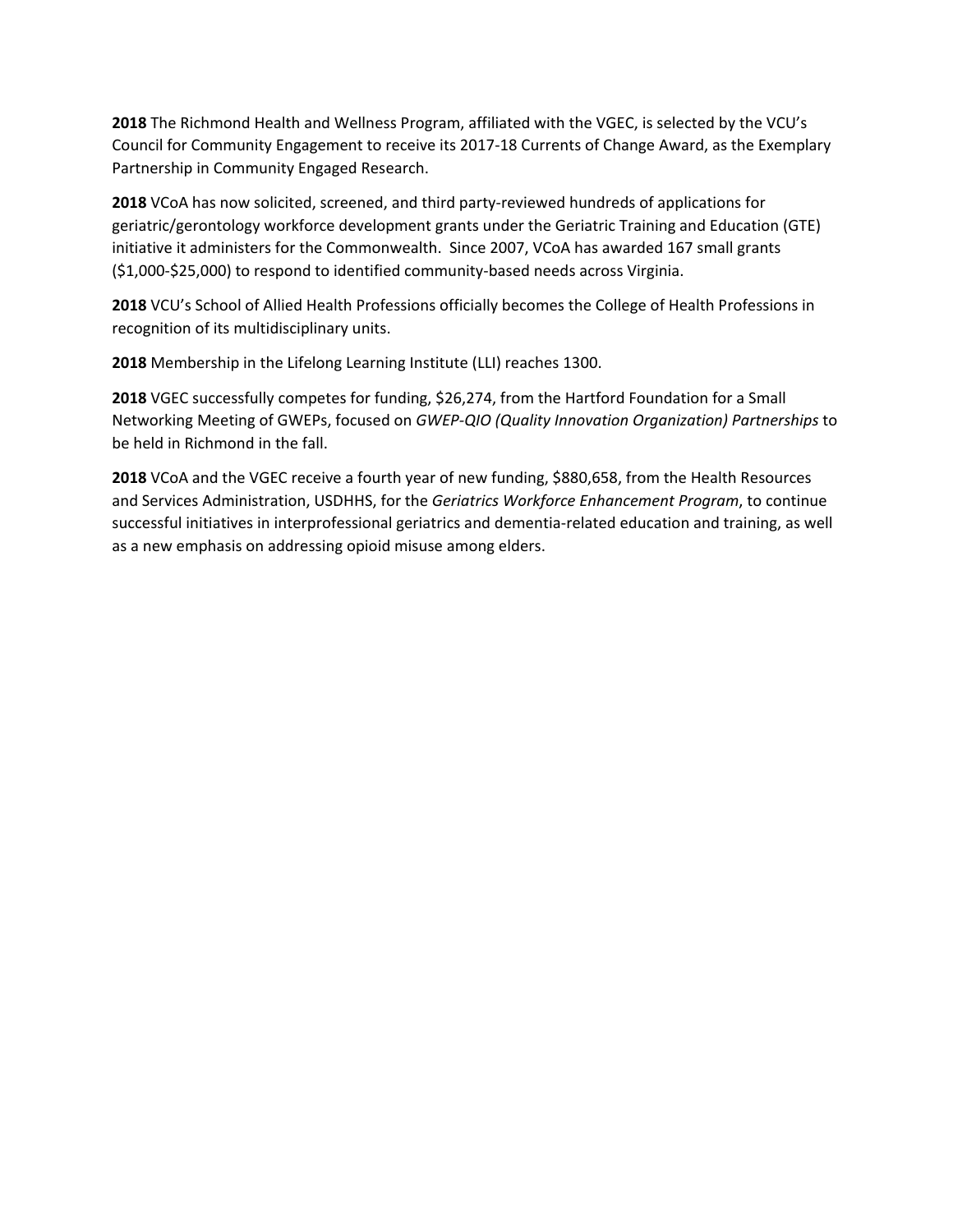**2018** The Richmond Health and Wellness Program, affiliated with the VGEC, is selected by the VCU's Council for Community Engagement to receive its 2017-18 Currents of Change Award, as the Exemplary Partnership in Community Engaged Research.

**2018** VCoA has now solicited, screened, and third party-reviewed hundreds of applications for geriatric/gerontology workforce development grants under the Geriatric Training and Education (GTE) initiative it administers for the Commonwealth. Since 2007, VCoA has awarded 167 small grants ($1,000-$25,000) to respond to identified community-based needs across Virginia.

**2018** VCU's School of Allied Health Professions officially becomes the College of Health Professions in recognition of its multidisciplinary units.

**2018** Membership in the Lifelong Learning Institute (LLI) reaches 1300.

**2018** VGEC successfully competes for funding, $26,274, from the Hartford Foundation for a Small Networking Meeting of GWEPs, focused on *GWEP-QIO (Quality Innovation Organization) Partnerships* to be held in Richmond in the fall.

**2018** VCoA and the VGEC receive a fourth year of new funding, $880,658, from the Health Resources and Services Administration, USDHHS, for the *Geriatrics Workforce Enhancement Program*, to continue successful initiatives in interprofessional geriatrics and dementia-related education and training, as well as a new emphasis on addressing opioid misuse among elders.